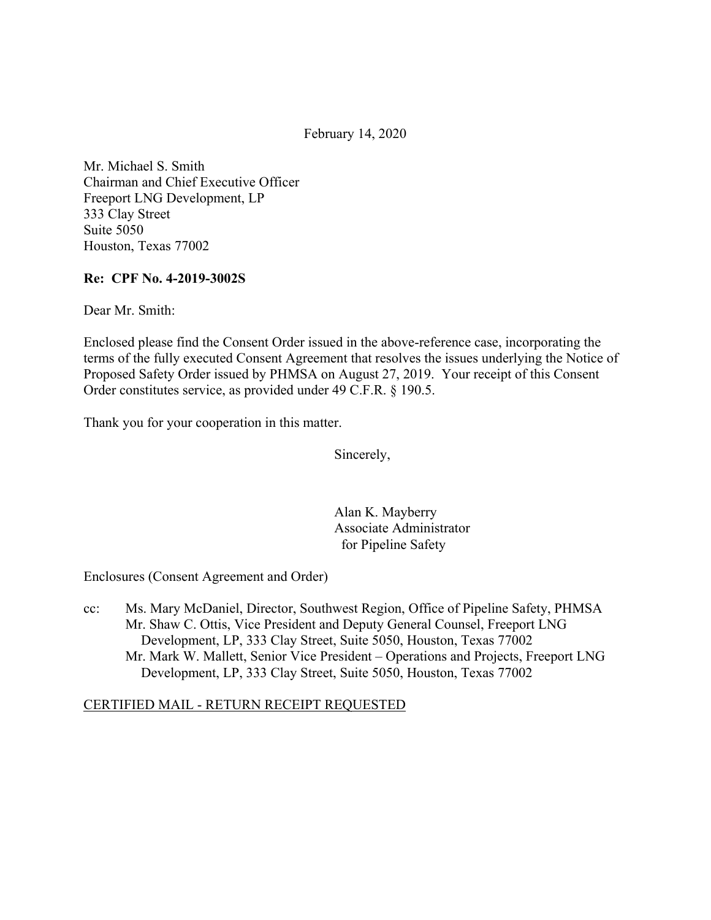February 14, 2020

Mr. Michael S. Smith
Chairman and Chief Executive Officer
Freeport LNG Development, LP
333 Clay Street
Suite 5050
Houston, Texas 77002

**Re: CPF No. 4-2019-3002S**

Dear Mr. Smith:

Enclosed please find the Consent Order issued in the above-reference case, incorporating the terms of the fully executed Consent Agreement that resolves the issues underlying the Notice of Proposed Safety Order issued by PHMSA on August 27, 2019. Your receipt of this Consent Order constitutes service, as provided under 49 C.F.R. § 190.5.

Thank you for your cooperation in this matter.

Sincerely,

Alan K. Mayberry
Associate Administrator
for Pipeline Safety

Enclosures (Consent Agreement and Order)

cc: Ms. Mary McDaniel, Director, Southwest Region, Office of Pipeline Safety, PHMSA
Mr. Shaw C. Ottis, Vice President and Deputy General Counsel, Freeport LNG Development, LP, 333 Clay Street, Suite 5050, Houston, Texas 77002
Mr. Mark W. Mallett, Senior Vice President – Operations and Projects, Freeport LNG Development, LP, 333 Clay Street, Suite 5050, Houston, Texas 77002

CERTIFIED MAIL - RETURN RECEIPT REQUESTED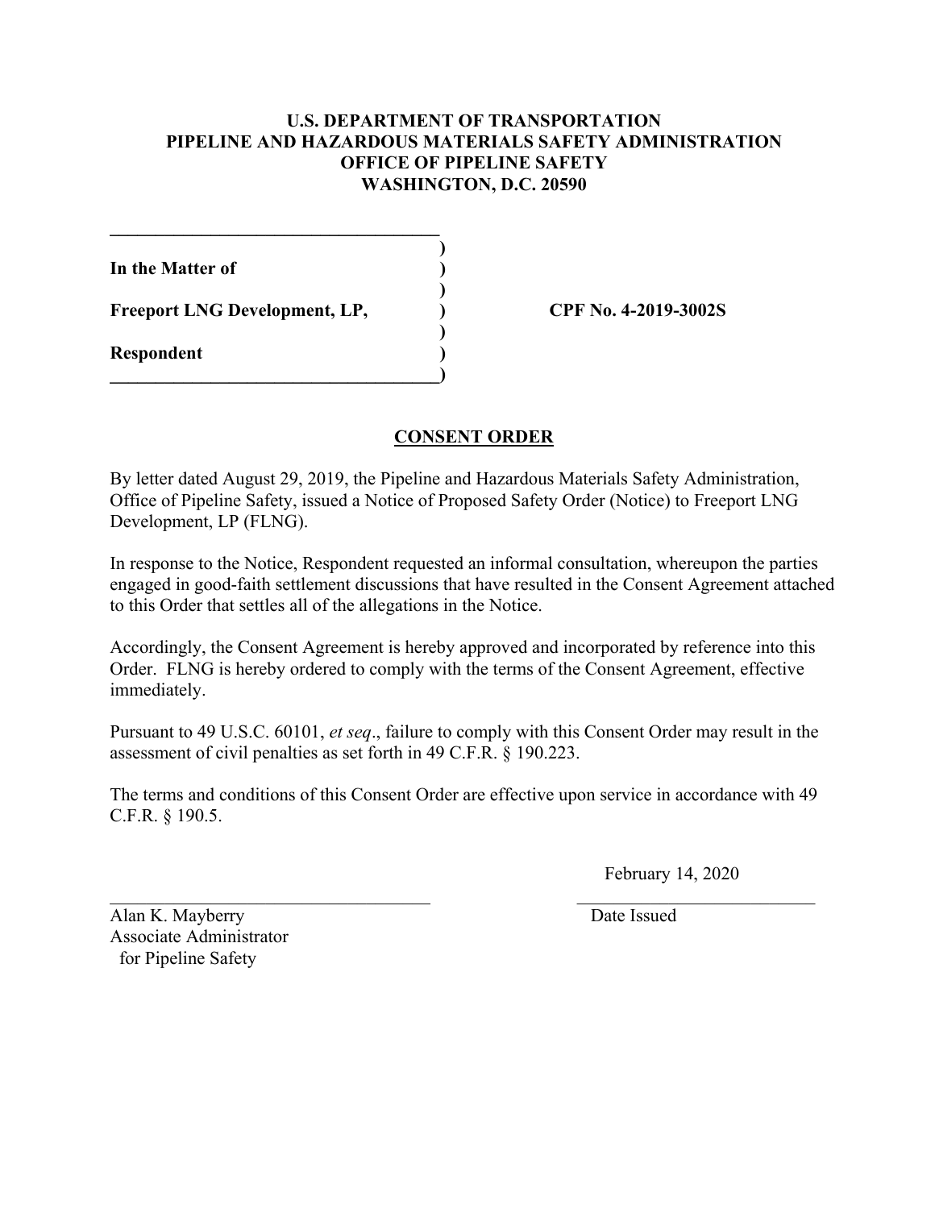**U.S. DEPARTMENT OF TRANSPORTATION**
**PIPELINE AND HAZARDOUS MATERIALS SAFETY ADMINISTRATION**
**OFFICE OF PIPELINE SAFETY**
**WASHINGTON, D.C. 20590**

**In the Matter of**

**Freeport LNG Development, LP,** **CPF No. 4-2019-3002S**

**Respondent**

## CONSENT ORDER

By letter dated August 29, 2019, the Pipeline and Hazardous Materials Safety Administration, Office of Pipeline Safety, issued a Notice of Proposed Safety Order (Notice) to Freeport LNG Development, LP (FLNG).

In response to the Notice, Respondent requested an informal consultation, whereupon the parties engaged in good-faith settlement discussions that have resulted in the Consent Agreement attached to this Order that settles all of the allegations in the Notice.

Accordingly, the Consent Agreement is hereby approved and incorporated by reference into this Order. FLNG is hereby ordered to comply with the terms of the Consent Agreement, effective immediately.

Pursuant to 49 U.S.C. 60101, *et seq*., failure to comply with this Consent Order may result in the assessment of civil penalties as set forth in 49 C.F.R. § 190.223.

The terms and conditions of this Consent Order are effective upon service in accordance with 49 C.F.R. § 190.5.

February 14, 2020

Alan K. Mayberry
Associate Administrator
for Pipeline Safety

Date Issued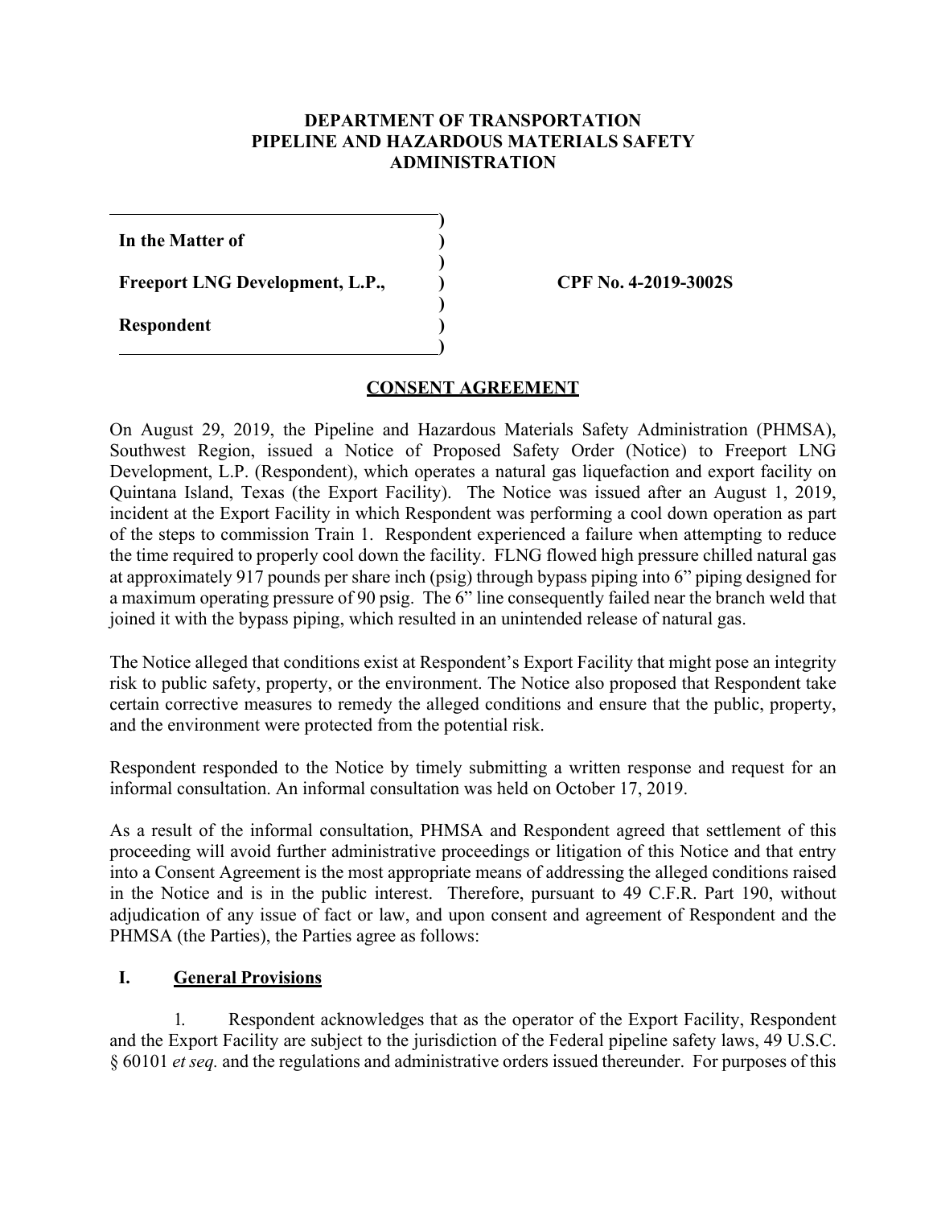**DEPARTMENT OF TRANSPORTATION**
**PIPELINE AND HAZARDOUS MATERIALS SAFETY ADMINISTRATION**

| | | |
|---|---|---|
| **In the Matter of** | ) | |
| **Freeport LNG Development, L.P.,** | ) | **CPF No. 4-2019-3002S** |
| **Respondent** | ) | |

## CONSENT AGREEMENT

On August 29, 2019, the Pipeline and Hazardous Materials Safety Administration (PHMSA), Southwest Region, issued a Notice of Proposed Safety Order (Notice) to Freeport LNG Development, L.P. (Respondent), which operates a natural gas liquefaction and export facility on Quintana Island, Texas (the Export Facility). The Notice was issued after an August 1, 2019, incident at the Export Facility in which Respondent was performing a cool down operation as part of the steps to commission Train 1. Respondent experienced a failure when attempting to reduce the time required to properly cool down the facility. FLNG flowed high pressure chilled natural gas at approximately 917 pounds per share inch (psig) through bypass piping into 6" piping designed for a maximum operating pressure of 90 psig. The 6" line consequently failed near the branch weld that joined it with the bypass piping, which resulted in an unintended release of natural gas.

The Notice alleged that conditions exist at Respondent's Export Facility that might pose an integrity risk to public safety, property, or the environment. The Notice also proposed that Respondent take certain corrective measures to remedy the alleged conditions and ensure that the public, property, and the environment were protected from the potential risk.

Respondent responded to the Notice by timely submitting a written response and request for an informal consultation. An informal consultation was held on October 17, 2019.

As a result of the informal consultation, PHMSA and Respondent agreed that settlement of this proceeding will avoid further administrative proceedings or litigation of this Notice and that entry into a Consent Agreement is the most appropriate means of addressing the alleged conditions raised in the Notice and is in the public interest. Therefore, pursuant to 49 C.F.R. Part 190, without adjudication of any issue of fact or law, and upon consent and agreement of Respondent and the PHMSA (the Parties), the Parties agree as follows:

## I. General Provisions

1. Respondent acknowledges that as the operator of the Export Facility, Respondent and the Export Facility are subject to the jurisdiction of the Federal pipeline safety laws, 49 U.S.C. § 60101 *et seq.* and the regulations and administrative orders issued thereunder. For purposes of this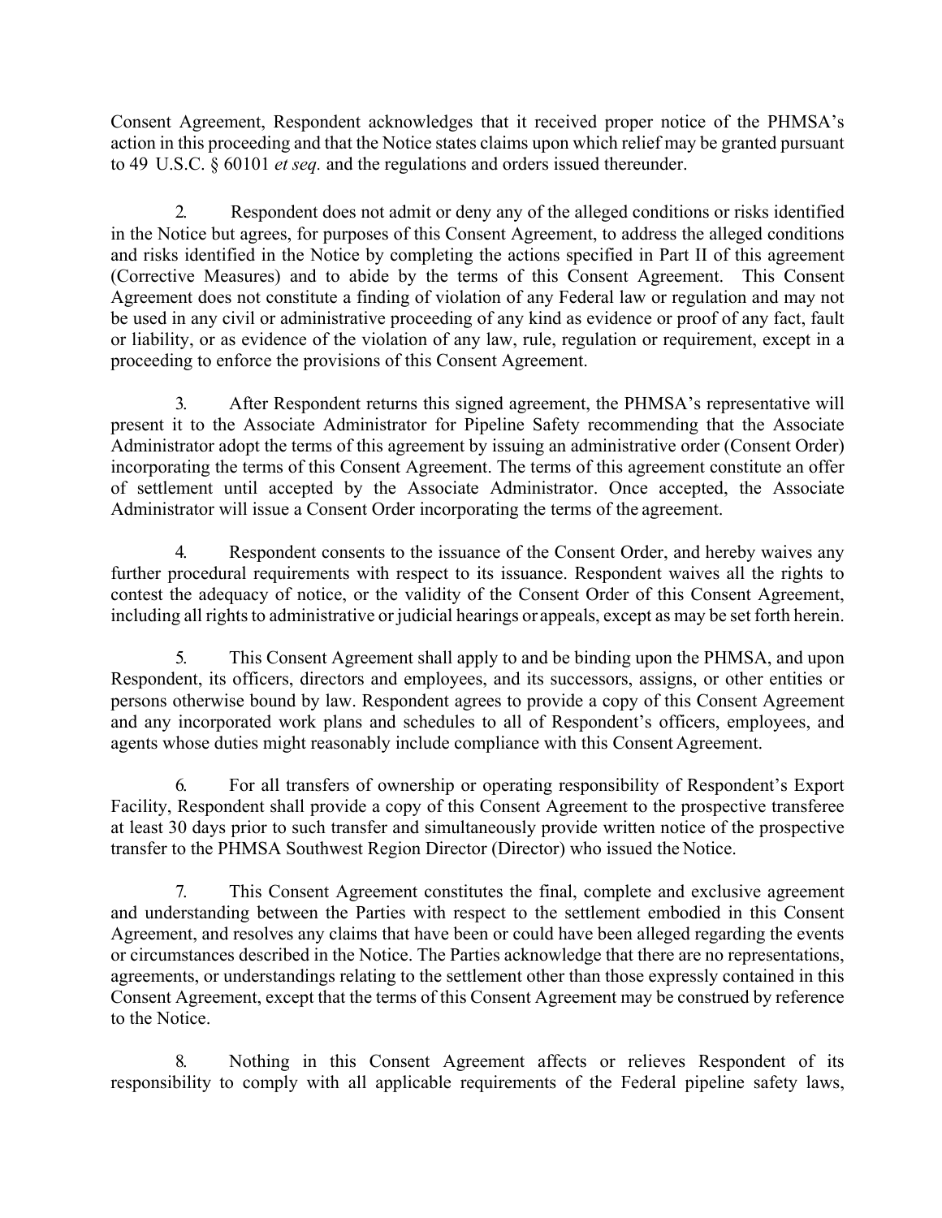Consent Agreement, Respondent acknowledges that it received proper notice of the PHMSA's action in this proceeding and that the Notice states claims upon which relief may be granted pursuant to 49 U.S.C. § 60101 *et seq.* and the regulations and orders issued thereunder.

2. Respondent does not admit or deny any of the alleged conditions or risks identified in the Notice but agrees, for purposes of this Consent Agreement, to address the alleged conditions and risks identified in the Notice by completing the actions specified in Part II of this agreement (Corrective Measures) and to abide by the terms of this Consent Agreement. This Consent Agreement does not constitute a finding of violation of any Federal law or regulation and may not be used in any civil or administrative proceeding of any kind as evidence or proof of any fact, fault or liability, or as evidence of the violation of any law, rule, regulation or requirement, except in a proceeding to enforce the provisions of this Consent Agreement.

3. After Respondent returns this signed agreement, the PHMSA's representative will present it to the Associate Administrator for Pipeline Safety recommending that the Associate Administrator adopt the terms of this agreement by issuing an administrative order (Consent Order) incorporating the terms of this Consent Agreement. The terms of this agreement constitute an offer of settlement until accepted by the Associate Administrator. Once accepted, the Associate Administrator will issue a Consent Order incorporating the terms of the agreement.

4. Respondent consents to the issuance of the Consent Order, and hereby waives any further procedural requirements with respect to its issuance. Respondent waives all the rights to contest the adequacy of notice, or the validity of the Consent Order of this Consent Agreement, including all rights to administrative or judicial hearings or appeals, except as may be set forth herein.

5. This Consent Agreement shall apply to and be binding upon the PHMSA, and upon Respondent, its officers, directors and employees, and its successors, assigns, or other entities or persons otherwise bound by law. Respondent agrees to provide a copy of this Consent Agreement and any incorporated work plans and schedules to all of Respondent's officers, employees, and agents whose duties might reasonably include compliance with this Consent Agreement.

6. For all transfers of ownership or operating responsibility of Respondent's Export Facility, Respondent shall provide a copy of this Consent Agreement to the prospective transferee at least 30 days prior to such transfer and simultaneously provide written notice of the prospective transfer to the PHMSA Southwest Region Director (Director) who issued the Notice.

7. This Consent Agreement constitutes the final, complete and exclusive agreement and understanding between the Parties with respect to the settlement embodied in this Consent Agreement, and resolves any claims that have been or could have been alleged regarding the events or circumstances described in the Notice. The Parties acknowledge that there are no representations, agreements, or understandings relating to the settlement other than those expressly contained in this Consent Agreement, except that the terms of this Consent Agreement may be construed by reference to the Notice.

8. Nothing in this Consent Agreement affects or relieves Respondent of its responsibility to comply with all applicable requirements of the Federal pipeline safety laws,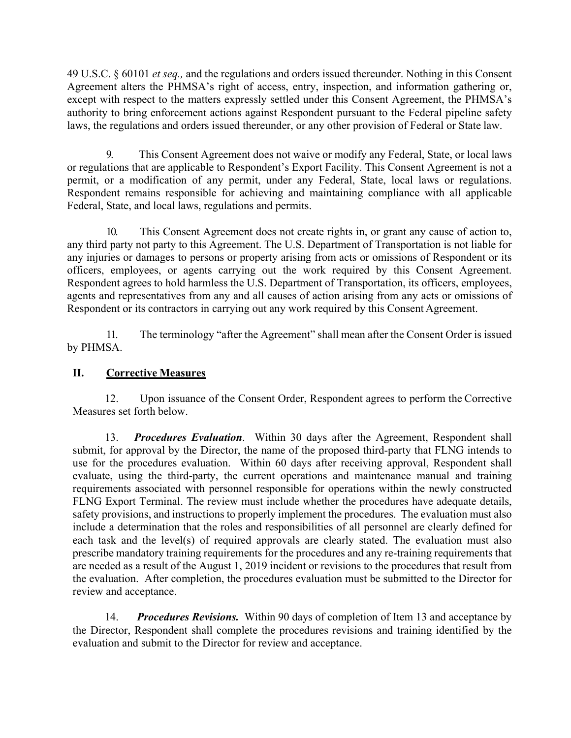49 U.S.C. § 60101 *et seq.,* and the regulations and orders issued thereunder. Nothing in this Consent Agreement alters the PHMSA's right of access, entry, inspection, and information gathering or, except with respect to the matters expressly settled under this Consent Agreement, the PHMSA's authority to bring enforcement actions against Respondent pursuant to the Federal pipeline safety laws, the regulations and orders issued thereunder, or any other provision of Federal or State law.

9. This Consent Agreement does not waive or modify any Federal, State, or local laws or regulations that are applicable to Respondent's Export Facility. This Consent Agreement is not a permit, or a modification of any permit, under any Federal, State, local laws or regulations. Respondent remains responsible for achieving and maintaining compliance with all applicable Federal, State, and local laws, regulations and permits.

10. This Consent Agreement does not create rights in, or grant any cause of action to, any third party not party to this Agreement. The U.S. Department of Transportation is not liable for any injuries or damages to persons or property arising from acts or omissions of Respondent or its officers, employees, or agents carrying out the work required by this Consent Agreement. Respondent agrees to hold harmless the U.S. Department of Transportation, its officers, employees, agents and representatives from any and all causes of action arising from any acts or omissions of Respondent or its contractors in carrying out any work required by this Consent Agreement.

11. The terminology "after the Agreement" shall mean after the Consent Order is issued by PHMSA.

## II. Corrective Measures

12. Upon issuance of the Consent Order, Respondent agrees to perform the Corrective Measures set forth below.

13. ***Procedures Evaluation***. Within 30 days after the Agreement, Respondent shall submit, for approval by the Director, the name of the proposed third-party that FLNG intends to use for the procedures evaluation. Within 60 days after receiving approval, Respondent shall evaluate, using the third-party, the current operations and maintenance manual and training requirements associated with personnel responsible for operations within the newly constructed FLNG Export Terminal. The review must include whether the procedures have adequate details, safety provisions, and instructions to properly implement the procedures. The evaluation must also include a determination that the roles and responsibilities of all personnel are clearly defined for each task and the level(s) of required approvals are clearly stated. The evaluation must also prescribe mandatory training requirements for the procedures and any re-training requirements that are needed as a result of the August 1, 2019 incident or revisions to the procedures that result from the evaluation. After completion, the procedures evaluation must be submitted to the Director for review and acceptance.

14. ***Procedures Revisions.*** Within 90 days of completion of Item 13 and acceptance by the Director, Respondent shall complete the procedures revisions and training identified by the evaluation and submit to the Director for review and acceptance.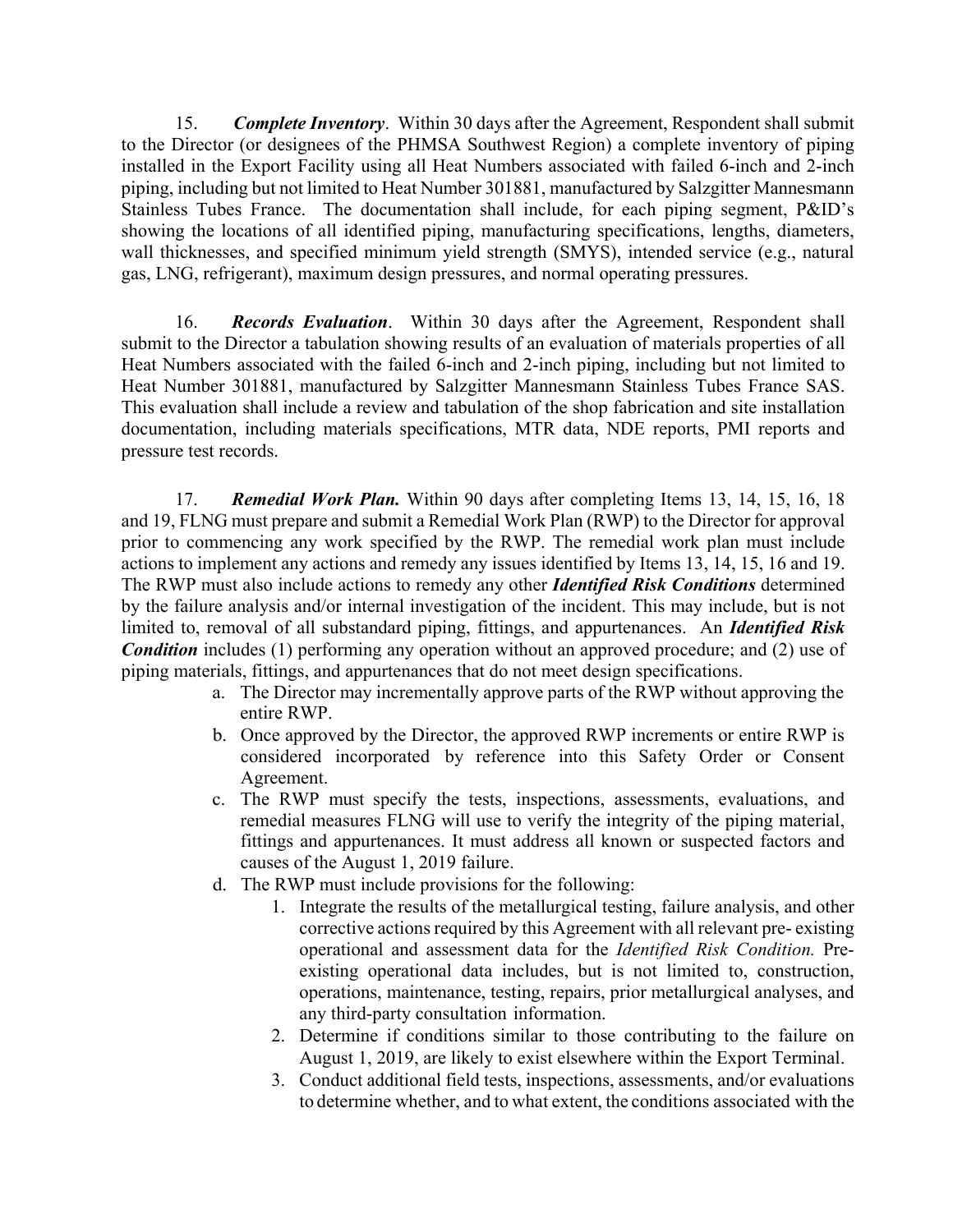15. ***Complete Inventory***. Within 30 days after the Agreement, Respondent shall submit to the Director (or designees of the PHMSA Southwest Region) a complete inventory of piping installed in the Export Facility using all Heat Numbers associated with failed 6-inch and 2-inch piping, including but not limited to Heat Number 301881, manufactured by Salzgitter Mannesmann Stainless Tubes France. The documentation shall include, for each piping segment, P&ID's showing the locations of all identified piping, manufacturing specifications, lengths, diameters, wall thicknesses, and specified minimum yield strength (SMYS), intended service (e.g., natural gas, LNG, refrigerant), maximum design pressures, and normal operating pressures.

16. ***Records Evaluation***. Within 30 days after the Agreement, Respondent shall submit to the Director a tabulation showing results of an evaluation of materials properties of all Heat Numbers associated with the failed 6-inch and 2-inch piping, including but not limited to Heat Number 301881, manufactured by Salzgitter Mannesmann Stainless Tubes France SAS. This evaluation shall include a review and tabulation of the shop fabrication and site installation documentation, including materials specifications, MTR data, NDE reports, PMI reports and pressure test records.

17. ***Remedial Work Plan.*** Within 90 days after completing Items 13, 14, 15, 16, 18 and 19, FLNG must prepare and submit a Remedial Work Plan (RWP) to the Director for approval prior to commencing any work specified by the RWP. The remedial work plan must include actions to implement any actions and remedy any issues identified by Items 13, 14, 15, 16 and 19. The RWP must also include actions to remedy any other ***Identified Risk Conditions*** determined by the failure analysis and/or internal investigation of the incident. This may include, but is not limited to, removal of all substandard piping, fittings, and appurtenances. An ***Identified Risk Condition*** includes (1) performing any operation without an approved procedure; and (2) use of piping materials, fittings, and appurtenances that do not meet design specifications.

a. The Director may incrementally approve parts of the RWP without approving the entire RWP.
b. Once approved by the Director, the approved RWP increments or entire RWP is considered incorporated by reference into this Safety Order or Consent Agreement.
c. The RWP must specify the tests, inspections, assessments, evaluations, and remedial measures FLNG will use to verify the integrity of the piping material, fittings and appurtenances. It must address all known or suspected factors and causes of the August 1, 2019 failure.
d. The RWP must include provisions for the following:
    1. Integrate the results of the metallurgical testing, failure analysis, and other corrective actions required by this Agreement with all relevant pre- existing operational and assessment data for the *Identified Risk Condition.* Pre-existing operational data includes, but is not limited to, construction, operations, maintenance, testing, repairs, prior metallurgical analyses, and any third-party consultation information.
    2. Determine if conditions similar to those contributing to the failure on August 1, 2019, are likely to exist elsewhere within the Export Terminal.
    3. Conduct additional field tests, inspections, assessments, and/or evaluations to determine whether, and to what extent, the conditions associated with the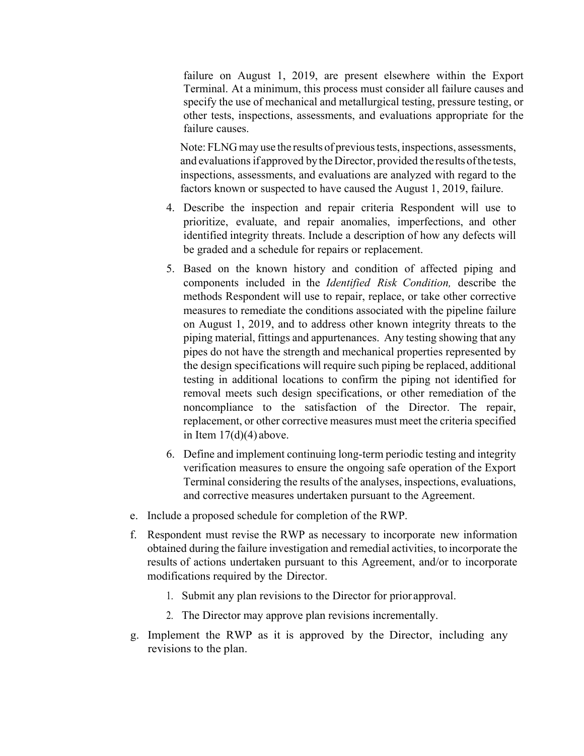failure on August 1, 2019, are present elsewhere within the Export Terminal. At a minimum, this process must consider all failure causes and specify the use of mechanical and metallurgical testing, pressure testing, or other tests, inspections, assessments, and evaluations appropriate for the failure causes.

Note: FLNG may use the results of previous tests, inspections, assessments, and evaluations if approved by the Director, provided the results of the tests, inspections, assessments, and evaluations are analyzed with regard to the factors known or suspected to have caused the August 1, 2019, failure.

4. Describe the inspection and repair criteria Respondent will use to prioritize, evaluate, and repair anomalies, imperfections, and other identified integrity threats. Include a description of how any defects will be graded and a schedule for repairs or replacement.
5. Based on the known history and condition of affected piping and components included in the *Identified Risk Condition,* describe the methods Respondent will use to repair, replace, or take other corrective measures to remediate the conditions associated with the pipeline failure on August 1, 2019, and to address other known integrity threats to the piping material, fittings and appurtenances. Any testing showing that any pipes do not have the strength and mechanical properties represented by the design specifications will require such piping be replaced, additional testing in additional locations to confirm the piping not identified for removal meets such design specifications, or other remediation of the noncompliance to the satisfaction of the Director. The repair, replacement, or other corrective measures must meet the criteria specified in Item 17(d)(4) above.
6. Define and implement continuing long-term periodic testing and integrity verification measures to ensure the ongoing safe operation of the Export Terminal considering the results of the analyses, inspections, evaluations, and corrective measures undertaken pursuant to the Agreement.

e. Include a proposed schedule for completion of the RWP.

f. Respondent must revise the RWP as necessary to incorporate new information obtained during the failure investigation and remedial activities, to incorporate the results of actions undertaken pursuant to this Agreement, and/or to incorporate modifications required by the Director.

1. Submit any plan revisions to the Director for prior approval.
2. The Director may approve plan revisions incrementally.

g. Implement the RWP as it is approved by the Director, including any revisions to the plan.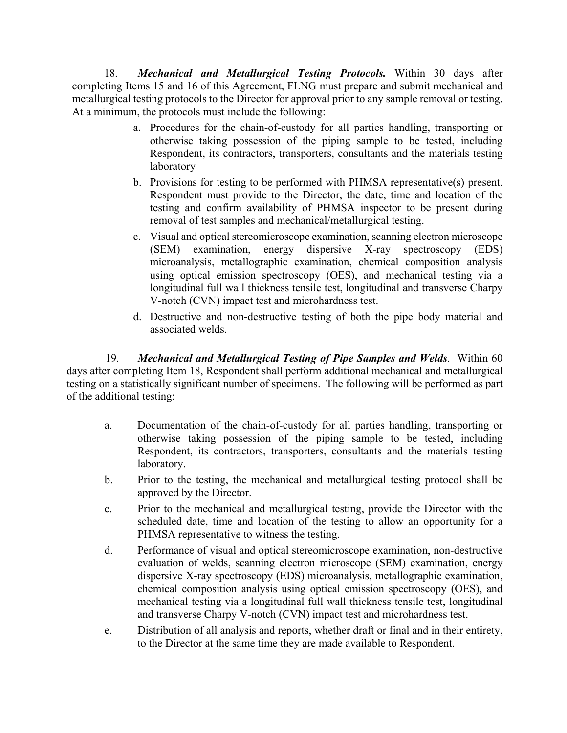18. ***Mechanical and Metallurgical Testing Protocols.*** Within 30 days after completing Items 15 and 16 of this Agreement, FLNG must prepare and submit mechanical and metallurgical testing protocols to the Director for approval prior to any sample removal or testing. At a minimum, the protocols must include the following:

a. Procedures for the chain-of-custody for all parties handling, transporting or otherwise taking possession of the piping sample to be tested, including Respondent, its contractors, transporters, consultants and the materials testing laboratory

b. Provisions for testing to be performed with PHMSA representative(s) present. Respondent must provide to the Director, the date, time and location of the testing and confirm availability of PHMSA inspector to be present during removal of test samples and mechanical/metallurgical testing.

c. Visual and optical stereomicroscope examination, scanning electron microscope (SEM) examination, energy dispersive X-ray spectroscopy (EDS) microanalysis, metallographic examination, chemical composition analysis using optical emission spectroscopy (OES), and mechanical testing via a longitudinal full wall thickness tensile test, longitudinal and transverse Charpy V-notch (CVN) impact test and microhardness test.

d. Destructive and non-destructive testing of both the pipe body material and associated welds.

19. ***Mechanical and Metallurgical Testing of Pipe Samples and Welds*.** Within 60 days after completing Item 18, Respondent shall perform additional mechanical and metallurgical testing on a statistically significant number of specimens. The following will be performed as part of the additional testing:

a. Documentation of the chain-of-custody for all parties handling, transporting or otherwise taking possession of the piping sample to be tested, including Respondent, its contractors, transporters, consultants and the materials testing laboratory.

b. Prior to the testing, the mechanical and metallurgical testing protocol shall be approved by the Director.

c. Prior to the mechanical and metallurgical testing, provide the Director with the scheduled date, time and location of the testing to allow an opportunity for a PHMSA representative to witness the testing.

d. Performance of visual and optical stereomicroscope examination, non-destructive evaluation of welds, scanning electron microscope (SEM) examination, energy dispersive X-ray spectroscopy (EDS) microanalysis, metallographic examination, chemical composition analysis using optical emission spectroscopy (OES), and mechanical testing via a longitudinal full wall thickness tensile test, longitudinal and transverse Charpy V-notch (CVN) impact test and microhardness test.

e. Distribution of all analysis and reports, whether draft or final and in their entirety, to the Director at the same time they are made available to Respondent.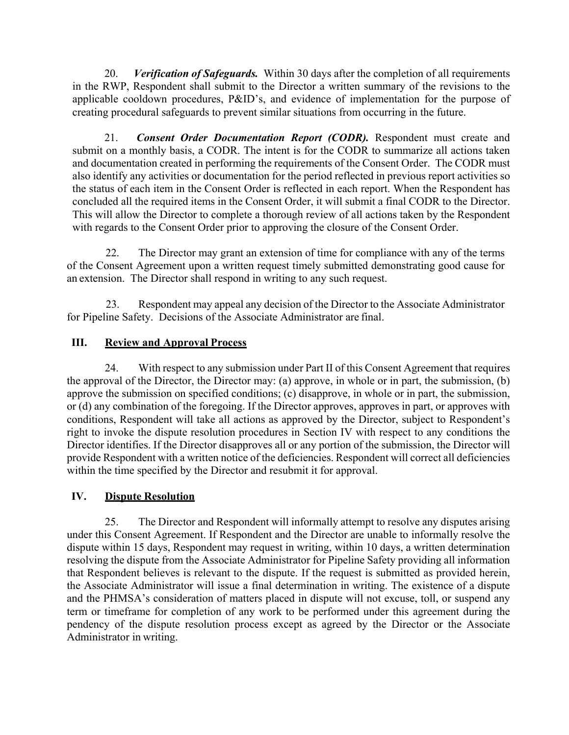20. ***Verification of Safeguards.*** Within 30 days after the completion of all requirements in the RWP, Respondent shall submit to the Director a written summary of the revisions to the applicable cooldown procedures, P&ID's, and evidence of implementation for the purpose of creating procedural safeguards to prevent similar situations from occurring in the future.

21. ***Consent Order Documentation Report (CODR).*** Respondent must create and submit on a monthly basis, a CODR. The intent is for the CODR to summarize all actions taken and documentation created in performing the requirements of the Consent Order. The CODR must also identify any activities or documentation for the period reflected in previous report activities so the status of each item in the Consent Order is reflected in each report. When the Respondent has concluded all the required items in the Consent Order, it will submit a final CODR to the Director. This will allow the Director to complete a thorough review of all actions taken by the Respondent with regards to the Consent Order prior to approving the closure of the Consent Order.

22. The Director may grant an extension of time for compliance with any of the terms of the Consent Agreement upon a written request timely submitted demonstrating good cause for an extension. The Director shall respond in writing to any such request.

23. Respondent may appeal any decision of the Director to the Associate Administrator for Pipeline Safety. Decisions of the Associate Administrator are final.

## III. Review and Approval Process

24. With respect to any submission under Part II of this Consent Agreement that requires the approval of the Director, the Director may: (a) approve, in whole or in part, the submission, (b) approve the submission on specified conditions; (c) disapprove, in whole or in part, the submission, or (d) any combination of the foregoing. If the Director approves, approves in part, or approves with conditions, Respondent will take all actions as approved by the Director, subject to Respondent's right to invoke the dispute resolution procedures in Section IV with respect to any conditions the Director identifies. If the Director disapproves all or any portion of the submission, the Director will provide Respondent with a written notice of the deficiencies. Respondent will correct all deficiencies within the time specified by the Director and resubmit it for approval.

## IV. Dispute Resolution

25. The Director and Respondent will informally attempt to resolve any disputes arising under this Consent Agreement. If Respondent and the Director are unable to informally resolve the dispute within 15 days, Respondent may request in writing, within 10 days, a written determination resolving the dispute from the Associate Administrator for Pipeline Safety providing all information that Respondent believes is relevant to the dispute. If the request is submitted as provided herein, the Associate Administrator will issue a final determination in writing. The existence of a dispute and the PHMSA's consideration of matters placed in dispute will not excuse, toll, or suspend any term or timeframe for completion of any work to be performed under this agreement during the pendency of the dispute resolution process except as agreed by the Director or the Associate Administrator in writing.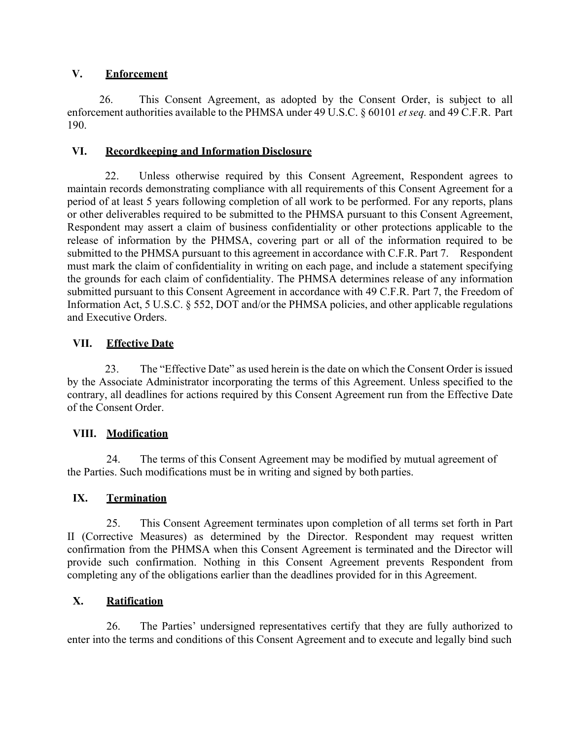## V. Enforcement

26. This Consent Agreement, as adopted by the Consent Order, is subject to all enforcement authorities available to the PHMSA under 49 U.S.C. § 60101 *et seq.* and 49 C.F.R. Part 190.

## VI. Recordkeeping and Information Disclosure

22. Unless otherwise required by this Consent Agreement, Respondent agrees to maintain records demonstrating compliance with all requirements of this Consent Agreement for a period of at least 5 years following completion of all work to be performed. For any reports, plans or other deliverables required to be submitted to the PHMSA pursuant to this Consent Agreement, Respondent may assert a claim of business confidentiality or other protections applicable to the release of information by the PHMSA, covering part or all of the information required to be submitted to the PHMSA pursuant to this agreement in accordance with C.F.R. Part 7. Respondent must mark the claim of confidentiality in writing on each page, and include a statement specifying the grounds for each claim of confidentiality. The PHMSA determines release of any information submitted pursuant to this Consent Agreement in accordance with 49 C.F.R. Part 7, the Freedom of Information Act, 5 U.S.C. § 552, DOT and/or the PHMSA policies, and other applicable regulations and Executive Orders.

## VII. Effective Date

23. The "Effective Date" as used herein is the date on which the Consent Order is issued by the Associate Administrator incorporating the terms of this Agreement. Unless specified to the contrary, all deadlines for actions required by this Consent Agreement run from the Effective Date of the Consent Order.

## VIII. Modification

24. The terms of this Consent Agreement may be modified by mutual agreement of the Parties. Such modifications must be in writing and signed by both parties.

## IX. Termination

25. This Consent Agreement terminates upon completion of all terms set forth in Part II (Corrective Measures) as determined by the Director. Respondent may request written confirmation from the PHMSA when this Consent Agreement is terminated and the Director will provide such confirmation. Nothing in this Consent Agreement prevents Respondent from completing any of the obligations earlier than the deadlines provided for in this Agreement.

## X. Ratification

26. The Parties' undersigned representatives certify that they are fully authorized to enter into the terms and conditions of this Consent Agreement and to execute and legally bind such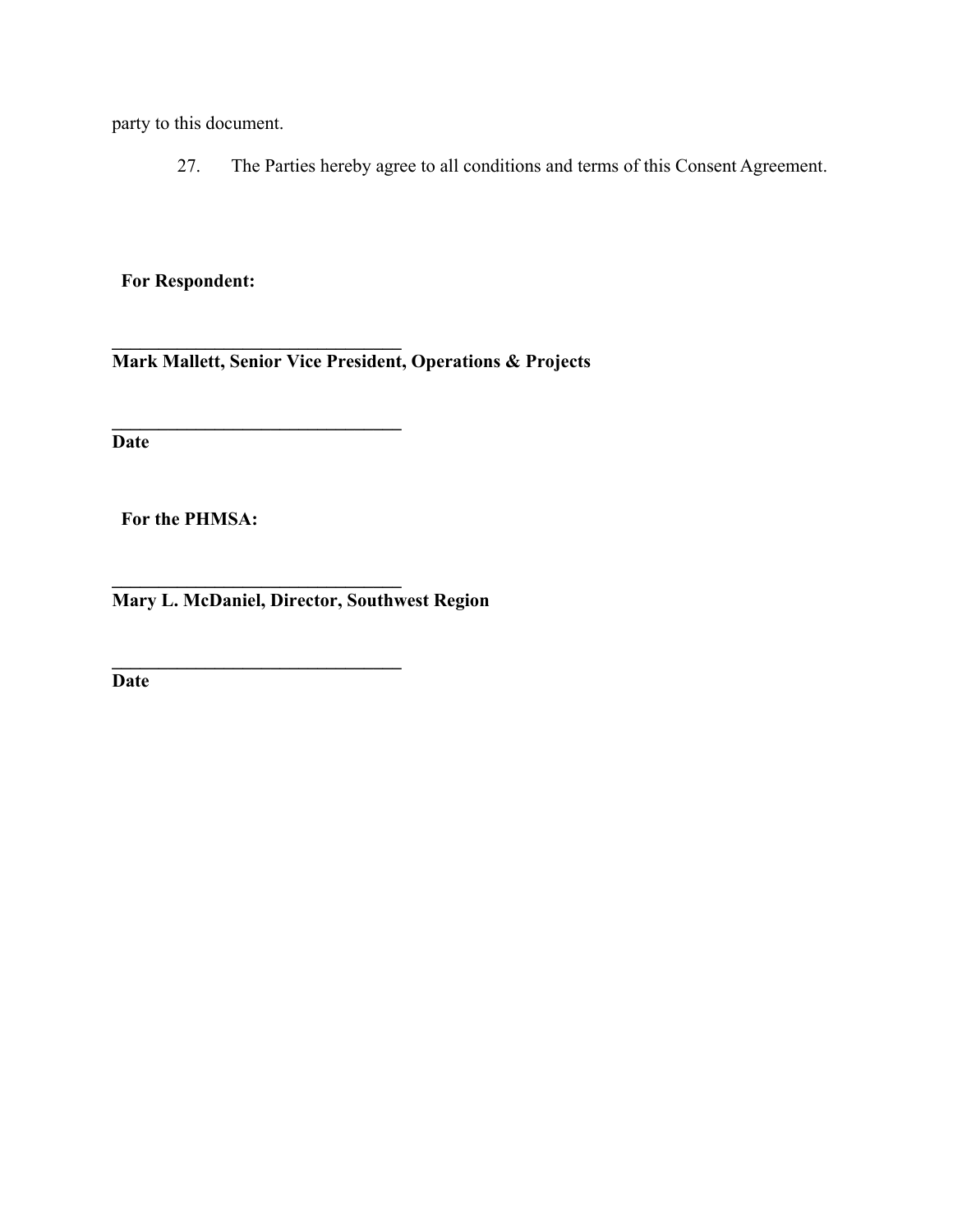party to this document.

27. The Parties hereby agree to all conditions and terms of this Consent Agreement.

**For Respondent:**

\_\_\_\_\_\_\_\_\_\_\_\_\_\_\_\_\_\_\_\_\_\_\_\_\_\_\_\_\_\_\_
**Mark Mallett, Senior Vice President, Operations & Projects**

\_\_\_\_\_\_\_\_\_\_\_\_\_\_\_\_\_\_\_\_\_\_\_\_\_\_\_\_\_\_\_
**Date**

**For the PHMSA:**

\_\_\_\_\_\_\_\_\_\_\_\_\_\_\_\_\_\_\_\_\_\_\_\_\_\_\_\_\_\_\_
**Mary L. McDaniel, Director, Southwest Region**

\_\_\_\_\_\_\_\_\_\_\_\_\_\_\_\_\_\_\_\_\_\_\_\_\_\_\_\_\_\_\_
**Date**